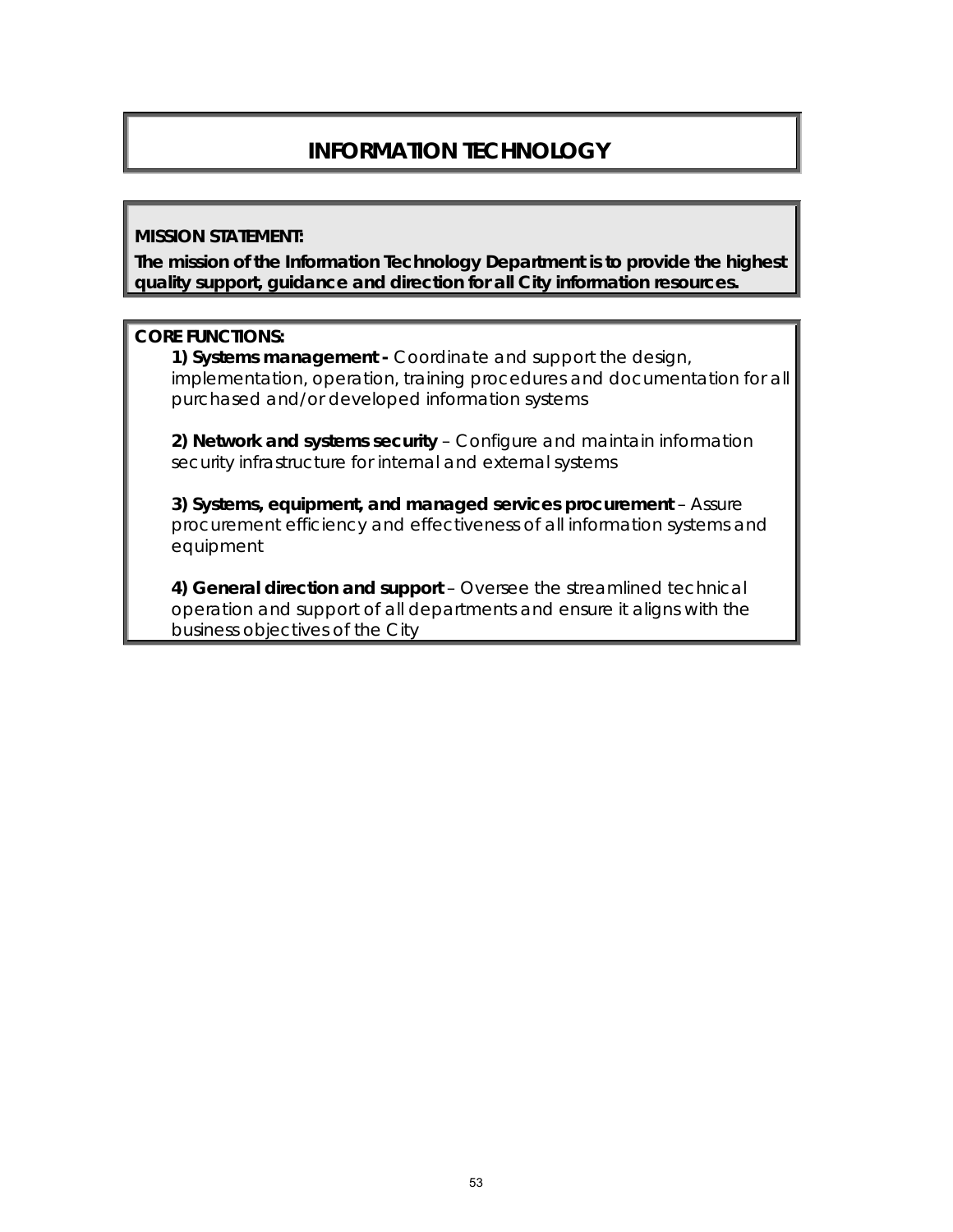# INFORMATION TECHNOLOGY

**MISSION STATEMENT:**

**The mission of the Information Technology Department is to provide the highest quality support, guidance and direction for all City information resources.**

**CORE FUNCTIONS:**

**1) Systems management -** Coordinate and support the design, implementation, operation, training procedures and documentation for all purchased and/or developed information systems

**2) Network and systems security** – Configure and maintain information security infrastructure for internal and external systems

**3) Systems, equipment, and managed services procurement** – Assure procurement efficiency and effectiveness of all information systems and equipment

**4) General direction and support** – Oversee the streamlined technical operation and support of all departments and ensure it aligns with the business objectives of the City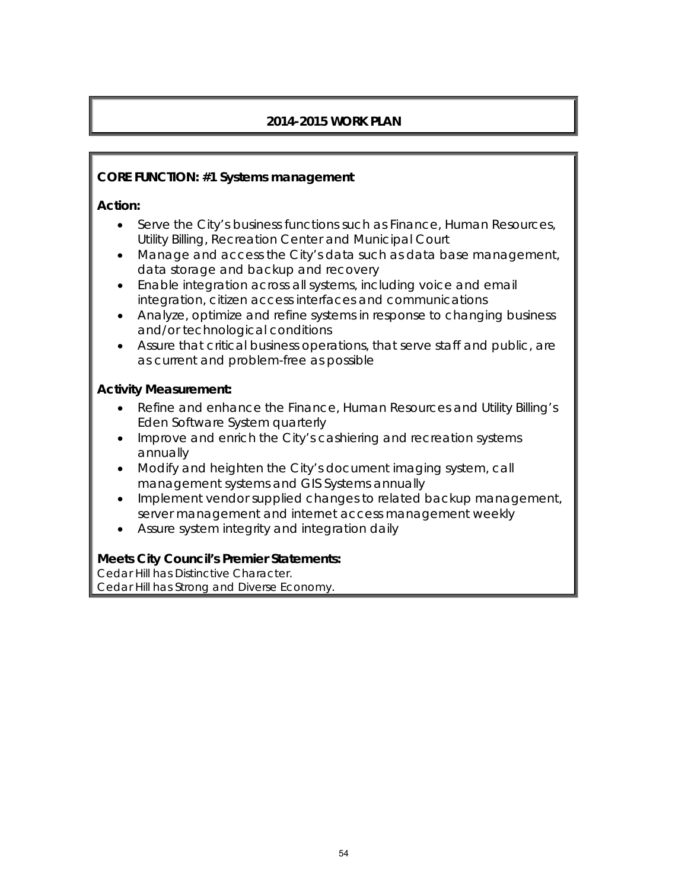## 2014-2015 WORK PLAN

**CORE FUNCTION: #1 Systems management**

**Action:**

- *Serve the City's business functions such as Finance, Human Resources, Utility Billing, Recreation Center and Municipal Court*
- *Manage and access the City's data such as data base management, data storage and backup and recovery*
- *Enable integration across all systems, including voice and email integration, citizen access interfaces and communications*
- *Analyze, optimize and refine systems in response to changing business and/or technological conditions*
- *Assure that critical business operations, that serve staff and public, are as current and problem-free as possible*

**Activity Measurement:**

- *Refine and enhance the Finance, Human Resources and Utility Billing's Eden Software System quarterly*
- *Improve and enrich the City's cashiering and recreation systems annually*
- *Modify and heighten the City's document imaging system, call management systems and GIS Systems annually*
- *Implement vendor supplied changes to related backup management, server management and internet access management weekly*
- *Assure system integrity and integration daily*

**Meets City Council's Premier Statements:**

*Cedar Hill has Distinctive Character.*
*Cedar Hill has Strong and Diverse Economy.*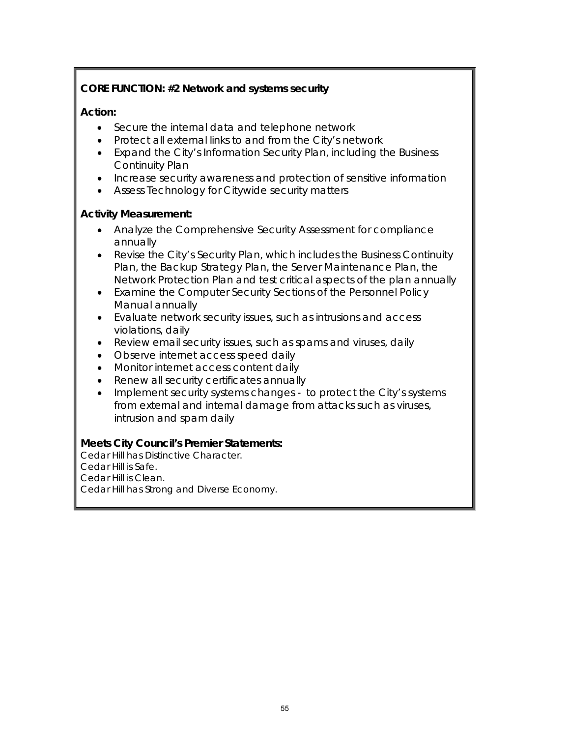**CORE FUNCTION: #2 Network and systems security**

**Action:**

- Secure the internal data and telephone network
- Protect all external links to and from the City's network
- Expand the City's Information Security Plan, including the Business Continuity Plan
- Increase security awareness and protection of sensitive information
- Assess Technology for Citywide security matters

**Activity Measurement:**

- Analyze the Comprehensive Security Assessment for compliance annually
- Revise the City's Security Plan, which includes the Business Continuity Plan, the Backup Strategy Plan, the Server Maintenance Plan, the Network Protection Plan and test critical aspects of the plan annually
- Examine the Computer Security Sections of the Personnel Policy Manual annually
- Evaluate network security issues, such as intrusions and access violations, daily
- Review email security issues, such as spams and viruses, daily
- Observe internet access speed daily
- Monitor internet access content daily
- Renew all security certificates annually
- Implement security systems changes - to protect the City's systems from external and internal damage from attacks such as viruses, intrusion and spam daily

**Meets City Council's Premier Statements:**

Cedar Hill has Distinctive Character.
Cedar Hill is Safe.
Cedar Hill is Clean.
Cedar Hill has Strong and Diverse Economy.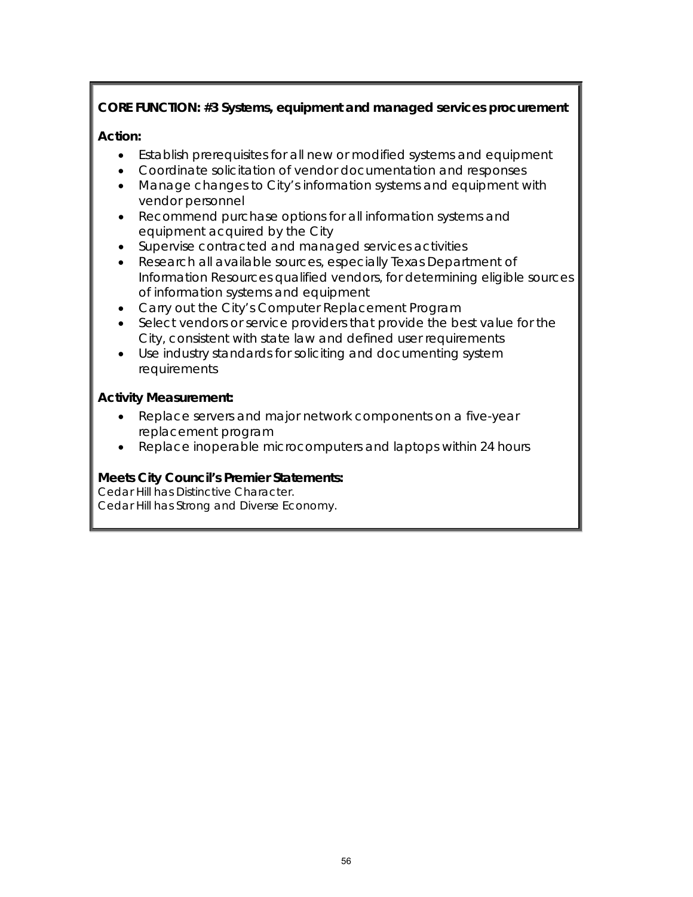**CORE FUNCTION: #3 Systems, equipment and managed services procurement**

**Action:**

- Establish prerequisites for all new or modified systems and equipment
- Coordinate solicitation of vendor documentation and responses
- Manage changes to City's information systems and equipment with vendor personnel
- Recommend purchase options for all information systems and equipment acquired by the City
- Supervise contracted and managed services activities
- Research all available sources, especially Texas Department of Information Resources qualified vendors, for determining eligible sources of information systems and equipment
- Carry out the City's Computer Replacement Program
- Select vendors or service providers that provide the best value for the City, consistent with state law and defined user requirements
- Use industry standards for soliciting and documenting system requirements

**Activity Measurement:**

- Replace servers and major network components on a five-year replacement program
- Replace inoperable microcomputers and laptops within 24 hours

**Meets City Council's Premier Statements:**

Cedar Hill has Distinctive Character.
Cedar Hill has Strong and Diverse Economy.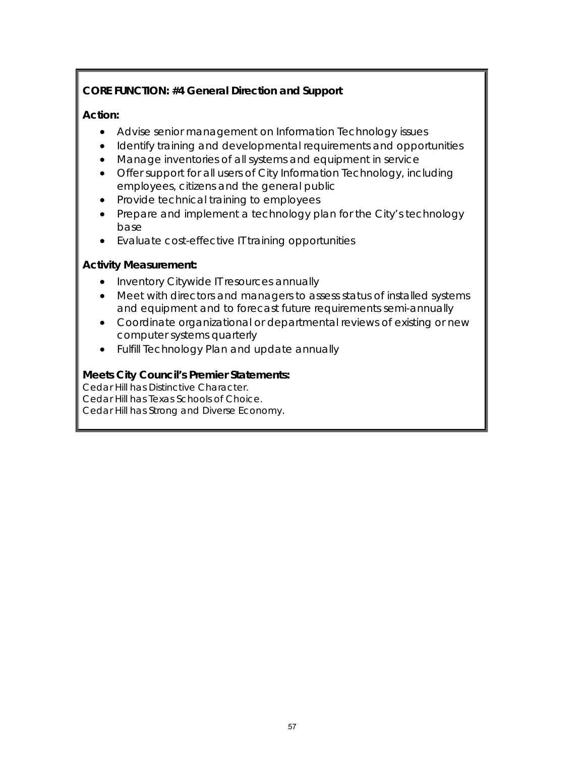**CORE FUNCTION: #4 General Direction and Support**

**Action:**

- Advise senior management on Information Technology issues
- Identify training and developmental requirements and opportunities
- Manage inventories of all systems and equipment in service
- Offer support for all users of City Information Technology, including employees, citizens and the general public
- Provide technical training to employees
- Prepare and implement a technology plan for the City's technology base
- Evaluate cost-effective IT training opportunities

**Activity Measurement:**

- Inventory Citywide IT resources annually
- Meet with directors and managers to assess status of installed systems and equipment and to forecast future requirements semi-annually
- Coordinate organizational or departmental reviews of existing or new computer systems quarterly
- Fulfill Technology Plan and update annually

**Meets City Council's Premier Statements:**

Cedar Hill has Distinctive Character.
Cedar Hill has Texas Schools of Choice.
Cedar Hill has Strong and Diverse Economy.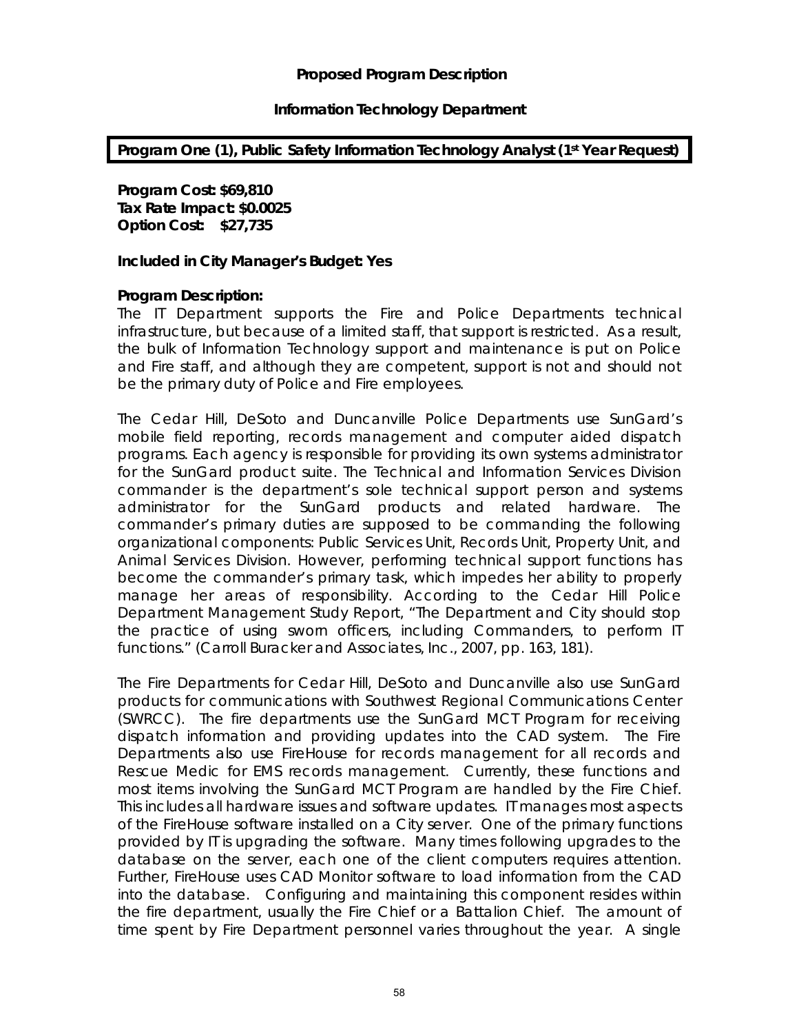**Proposed Program Description**

**Information Technology Department**

**Program One (1), Public Safety Information Technology Analyst (1st Year Request)**

**Program Cost: $69,810**
**Tax Rate Impact: $0.0025**
**Option Cost: $27,735**

**Included in City Manager's Budget: Yes**

**Program Description:**
The IT Department supports the Fire and Police Departments technical infrastructure, but because of a limited staff, that support is restricted. As a result, the bulk of Information Technology support and maintenance is put on Police and Fire staff, and although they are competent, support is not and should not be the primary duty of Police and Fire employees.

The Cedar Hill, DeSoto and Duncanville Police Departments use SunGard's mobile field reporting, records management and computer aided dispatch programs. Each agency is responsible for providing its own systems administrator for the SunGard product suite. The Technical and Information Services Division commander is the department's sole technical support person and systems administrator for the SunGard products and related hardware. The commander's primary duties are supposed to be commanding the following organizational components: Public Services Unit, Records Unit, Property Unit, and Animal Services Division. However, performing technical support functions has become the commander's primary task, which impedes her ability to properly manage her areas of responsibility. According to the Cedar Hill Police Department Management Study Report, "The Department and City should stop the practice of using sworn officers, including Commanders, to perform IT functions." (Carroll Buracker and Associates, Inc., 2007, pp. 163, 181).

The Fire Departments for Cedar Hill, DeSoto and Duncanville also use SunGard products for communications with Southwest Regional Communications Center (SWRCC). The fire departments use the SunGard MCT Program for receiving dispatch information and providing updates into the CAD system. The Fire Departments also use FireHouse for records management for all records and Rescue Medic for EMS records management. Currently, these functions and most items involving the SunGard MCT Program are handled by the Fire Chief. This includes all hardware issues and software updates. IT manages most aspects of the FireHouse software installed on a City server. One of the primary functions provided by IT is upgrading the software. Many times following upgrades to the database on the server, each one of the client computers requires attention. Further, FireHouse uses CAD Monitor software to load information from the CAD into the database. Configuring and maintaining this component resides within the fire department, usually the Fire Chief or a Battalion Chief. The amount of time spent by Fire Department personnel varies throughout the year. A single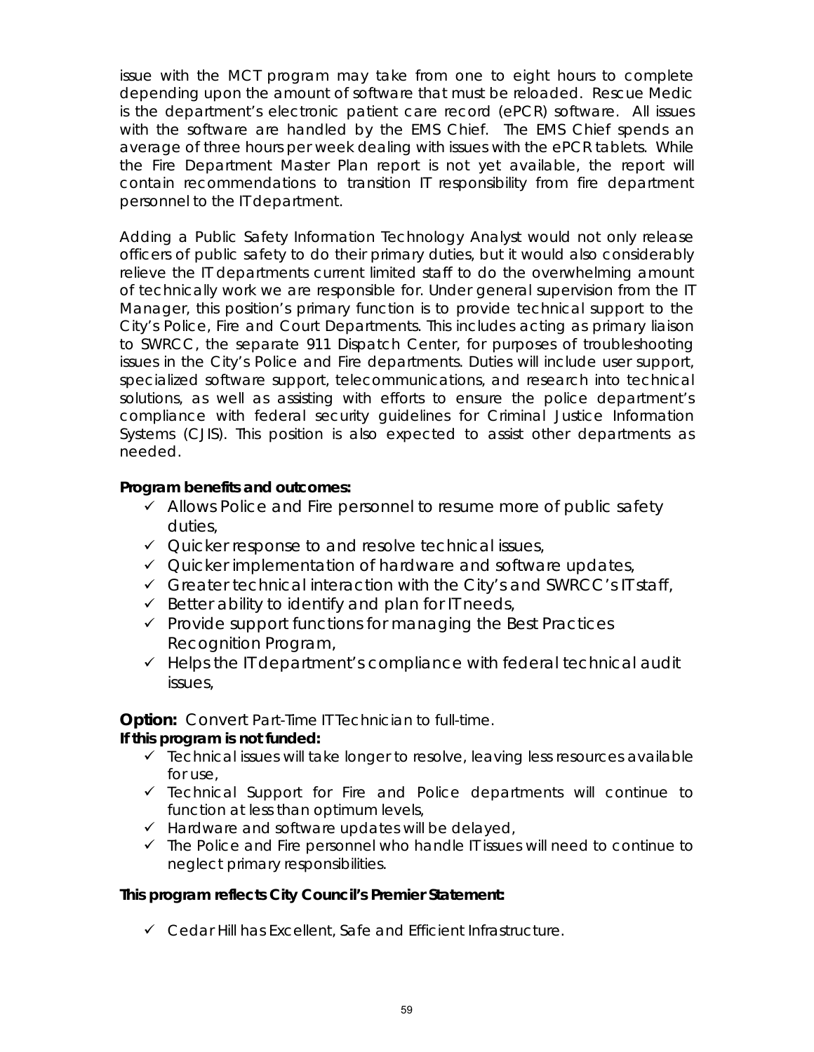issue with the MCT program may take from one to eight hours to complete depending upon the amount of software that must be reloaded. Rescue Medic is the department's electronic patient care record (ePCR) software. All issues with the software are handled by the EMS Chief. The EMS Chief spends an average of three hours per week dealing with issues with the ePCR tablets. While the Fire Department Master Plan report is not yet available, the report will contain recommendations to transition IT responsibility from fire department personnel to the IT department.

Adding a Public Safety Information Technology Analyst would not only release officers of public safety to do their primary duties, but it would also considerably relieve the IT departments current limited staff to do the overwhelming amount of technically work we are responsible for. Under general supervision from the IT Manager, this position's primary function is to provide technical support to the City's Police, Fire and Court Departments. This includes acting as primary liaison to SWRCC, the separate 911 Dispatch Center, for purposes of troubleshooting issues in the City's Police and Fire departments. Duties will include user support, specialized software support, telecommunications, and research into technical solutions, as well as assisting with efforts to ensure the police department's compliance with federal security guidelines for Criminal Justice Information Systems (CJIS). This position is also expected to assist other departments as needed.

**Program benefits and outcomes:**

- ✓ Allows Police and Fire personnel to resume more of public safety duties,
- ✓ Quicker response to and resolve technical issues,
- ✓ Quicker implementation of hardware and software updates,
- ✓ Greater technical interaction with the City's and SWRCC's IT staff,
- ✓ Better ability to identify and plan for IT needs,
- ✓ Provide support functions for managing the Best Practices Recognition Program,
- ✓ Helps the IT department's compliance with federal technical audit issues,

**Option:** Convert Part-Time IT Technician to full-time.

**If this program is not funded:**

- ✓ Technical issues will take longer to resolve, leaving less resources available for use,
- ✓ Technical Support for Fire and Police departments will continue to function at less than optimum levels,
- ✓ Hardware and software updates will be delayed,
- ✓ The Police and Fire personnel who handle IT issues will need to continue to neglect primary responsibilities.

**This program reflects City Council's Premier Statement:**

- ✓ Cedar Hill has Excellent, Safe and Efficient Infrastructure.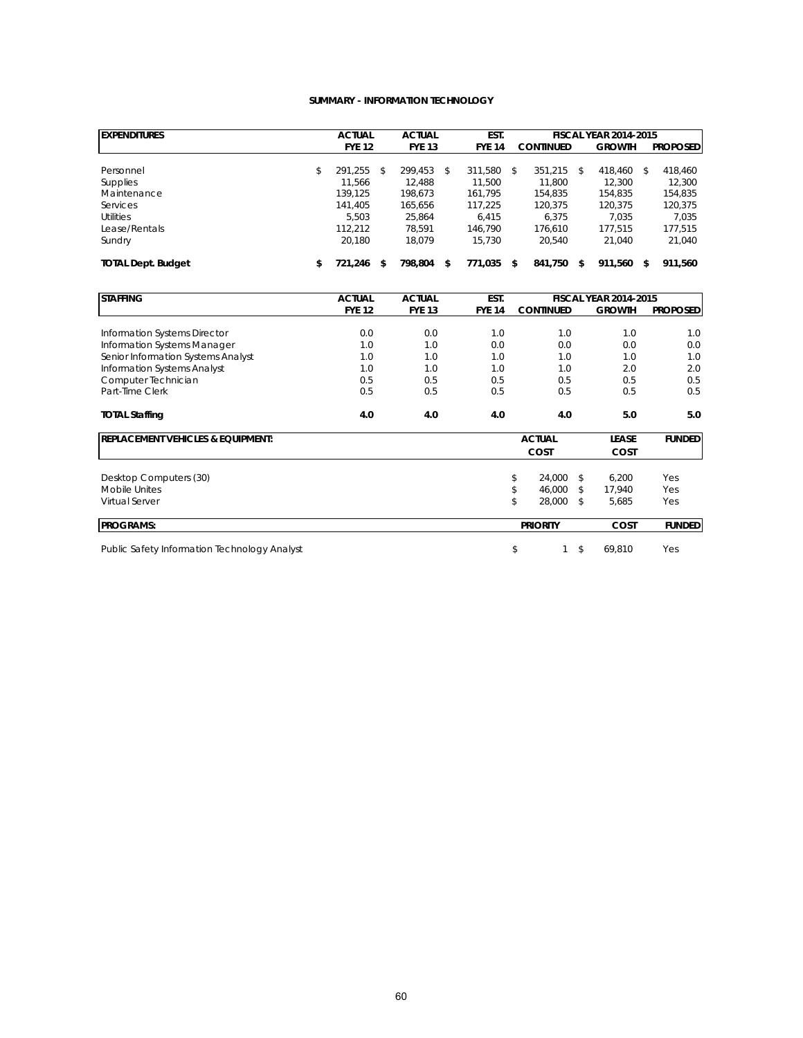**SUMMARY - INFORMATION TECHNOLOGY**

| EXPENDITURES | ACTUAL | ACTUAL | EST. | FISCAL YEAR 2014-2015 | | |
|---|---|---|---|---|---|---|
| | FYE 12 | FYE 13 | FYE 14 | CONTINUED | GROWTH | PROPOSED |
| Personnel | $ 291,255 | $ 299,453 | $ 311,580 | $ 351,215 | $ 418,460 | $ 418,460 |
| Supplies | 11,566 | 12,488 | 11,500 | 11,800 | 12,300 | 12,300 |
| Maintenance | 139,125 | 198,673 | 161,795 | 154,835 | 154,835 | 154,835 |
| Services | 141,405 | 165,656 | 117,225 | 120,375 | 120,375 | 120,375 |
| Utilities | 5,503 | 25,864 | 6,415 | 6,375 | 7,035 | 7,035 |
| Lease/Rentals | 112,212 | 78,591 | 146,790 | 176,610 | 177,515 | 177,515 |
| Sundry | 20,180 | 18,079 | 15,730 | 20,540 | 21,040 | 21,040 |
| **TOTAL Dept. Budget** | **$ 721,246** | **$ 798,804** | **$ 771,035** | **$ 841,750** | **$ 911,560** | **$ 911,560** |

| STAFFING | ACTUAL | ACTUAL | EST. | FISCAL YEAR 2014-2015 | | |
|---|---|---|---|---|---|---|
| | FYE 12 | FYE 13 | FYE 14 | CONTINUED | GROWTH | PROPOSED |
| Information Systems Director | 0.0 | 0.0 | 1.0 | 1.0 | 1.0 | 1.0 |
| Information Systems Manager | 1.0 | 1.0 | 0.0 | 0.0 | 0.0 | 0.0 |
| Senior Information Systems Analyst | 1.0 | 1.0 | 1.0 | 1.0 | 1.0 | 1.0 |
| Information Systems Analyst | 1.0 | 1.0 | 1.0 | 1.0 | 2.0 | 2.0 |
| Computer Technician | 0.5 | 0.5 | 0.5 | 0.5 | 0.5 | 0.5 |
| Part-Time Clerk | 0.5 | 0.5 | 0.5 | 0.5 | 0.5 | 0.5 |
| **TOTAL Staffing** | **4.0** | **4.0** | **4.0** | **4.0** | **5.0** | **5.0** |

| REPLACEMENT VEHICLES & EQUIPMENT: | ACTUAL COST | LEASE COST | FUNDED |
|---|---|---|---|
| Desktop Computers (30) | $ 24,000 | $ 6,200 | Yes |
| Mobile Unites | $ 46,000 | $ 17,940 | Yes |
| Virtual Server | $ 28,000 | $ 5,685 | Yes |

| PROGRAMS: | PRIORITY | COST | FUNDED |
|---|---|---|---|
| Public Safety Information Technology Analyst | $ 1 | $ 69,810 | Yes |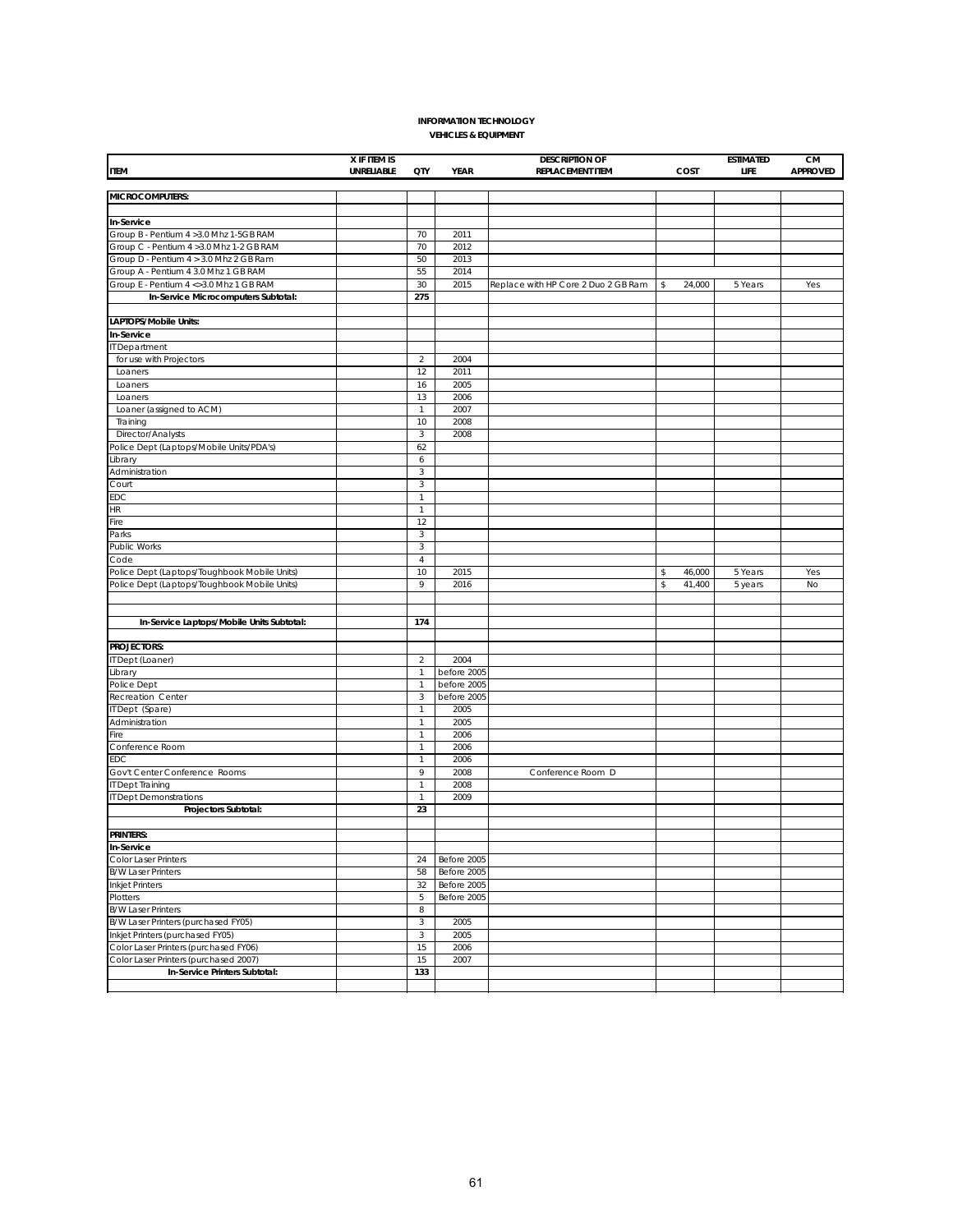**INFORMATION TECHNOLOGY**

**VEHICLES & EQUIPMENT**

| ITEM | X IF ITEM IS UNRELIABLE | QTY | YEAR | DESCRIPTION OF REPLACEMENT ITEM | COST | ESTIMATED LIFE | CM APPROVED |
|---|---|---|---|---|---|---|---|
| **MICROCOMPUTERS:** | | | | | | | |
| | | | | | | | |
| **In-Service** | | | | | | | |
| Group B - Pentium 4 >3.0 Mhz 1-5GB RAM | | 70 | 2011 | | | | |
| Group C - Pentium 4 >3.0 Mhz 1-2 GB RAM | | 70 | 2012 | | | | |
| Group D - Pentium 4 > 3.0 Mhz 2 GB Ram | | 50 | 2013 | | | | |
| Group A - Pentium 4 3.0 Mhz 1 GB RAM | | 55 | 2014 | | | | |
| Group E - Pentium 4 <>3.0 Mhz 1 GB RAM | | 30 | 2015 | Replace with HP Core 2 Duo 2 GB Ram | $ 24,000 | 5 Years | Yes |
| **In-Service Microcomputers Subtotal:** | | **275** | | | | | |
| | | | | | | | |
| **LAPTOPS/Mobile Units:** | | | | | | | |
| **In-Service** | | | | | | | |
| IT Department | | | | | | | |
| for use with Projectors | | 2 | 2004 | | | | |
| Loaners | | 12 | 2011 | | | | |
| Loaners | | 16 | 2005 | | | | |
| Loaners | | 13 | 2006 | | | | |
| Loaner (assigned to ACM) | | 1 | 2007 | | | | |
| Training | | 10 | 2008 | | | | |
| Director/Analysts | | 3 | 2008 | | | | |
| Police Dept (Laptops/Mobile Units/PDA's) | | 62 | | | | | |
| Library | | 6 | | | | | |
| Administration | | 3 | | | | | |
| Court | | 3 | | | | | |
| EDC | | 1 | | | | | |
| HR | | 1 | | | | | |
| Fire | | 12 | | | | | |
| Parks | | 3 | | | | | |
| Public Works | | 3 | | | | | |
| Code | | 4 | | | | | |
| Police Dept (Laptops/Toughbook Mobile Units) | | 10 | 2015 | | $ 46,000 | 5 Years | Yes |
| Police Dept (Laptops/Toughbook Mobile Units) | | 9 | 2016 | | $ 41,400 | 5 years | No |
| | | | | | | | |
| | | | | | | | |
| **In-Service Laptops/Mobile Units Subtotal:** | | **174** | | | | | |
| | | | | | | | |
| **PROJECTORS:** | | | | | | | |
| IT Dept (Loaner) | | 2 | 2004 | | | | |
| Library | | 1 | before 2005 | | | | |
| Police Dept | | 1 | before 2005 | | | | |
| Recreation Center | | 3 | before 2005 | | | | |
| IT Dept (Spare) | | 1 | 2005 | | | | |
| Administration | | 1 | 2005 | | | | |
| Fire | | 1 | 2006 | | | | |
| Conference Room | | 1 | 2006 | | | | |
| EDC | | 1 | 2006 | | | | |
| Gov't Center Conference Rooms | | 9 | 2008 | Conference Room D | | | |
| IT Dept Training | | 1 | 2008 | | | | |
| IT Dept Demonstrations | | 1 | 2009 | | | | |
| **Projectors Subtotal:** | | **23** | | | | | |
| | | | | | | | |
| **PRINTERS:** | | | | | | | |
| **In-Service** | | | | | | | |
| Color Laser Printers | | 24 | Before 2005 | | | | |
| B/W Laser Printers | | 58 | Before 2005 | | | | |
| Inkjet Printers | | 32 | Before 2005 | | | | |
| Plotters | | 5 | Before 2005 | | | | |
| B/W Laser Printers | | 8 | | | | | |
| B/W Laser Printers (purchased FY05) | | 3 | 2005 | | | | |
| Inkjet Printers (purchased FY05) | | 3 | 2005 | | | | |
| Color Laser Printers (purchased FY06) | | 15 | 2006 | | | | |
| Color Laser Printers (purchased 2007) | | 15 | 2007 | | | | |
| **In-Service Printers Subtotal:** | | **133** | | | | | |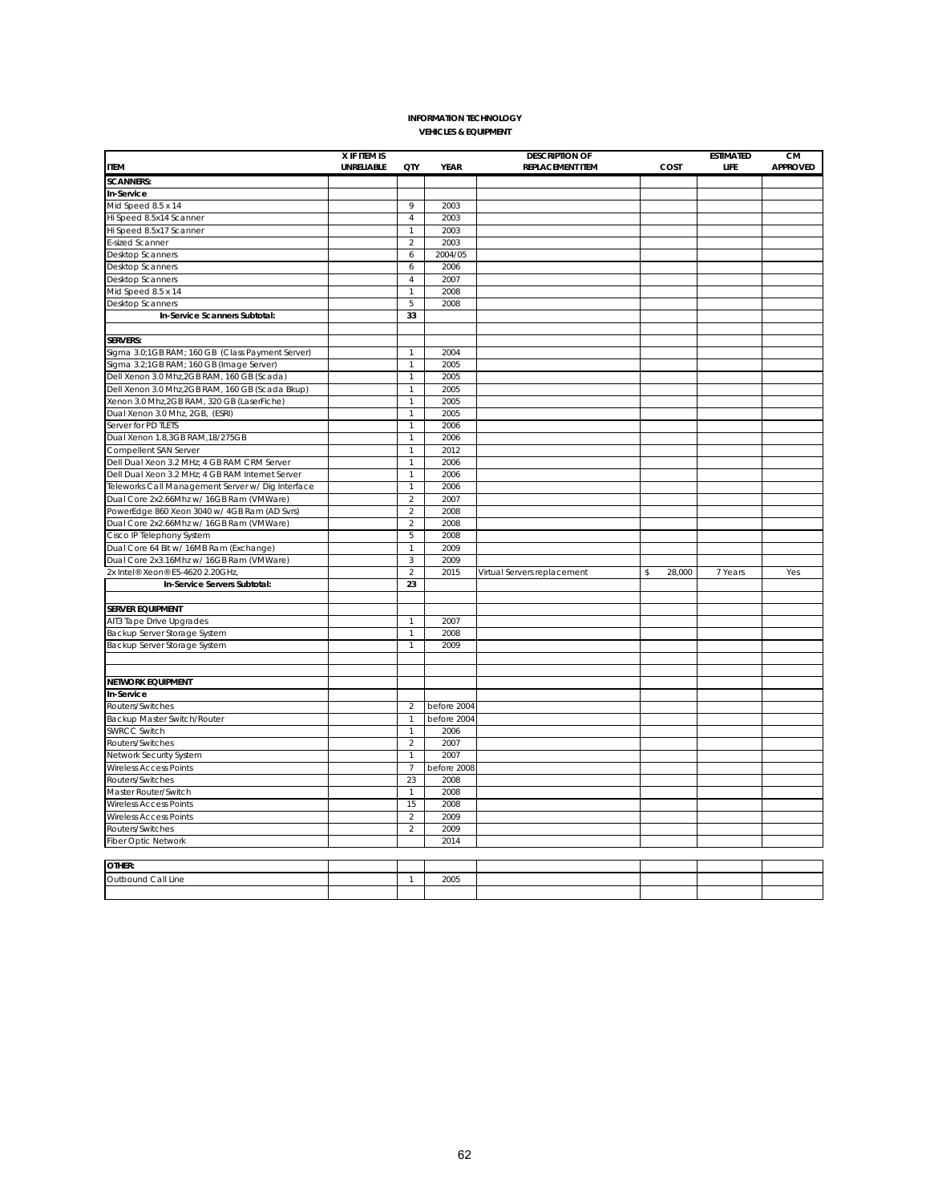**INFORMATION TECHNOLOGY**

**VEHICLES & EQUIPMENT**

| ITEM | X IF ITEM IS UNRELIABLE | QTY | YEAR | DESCRIPTION OF REPLACEMENT ITEM | COST | ESTIMATED LIFE | CM APPROVED |
|---|---|---|---|---|---|---|---|
| **SCANNERS:** | | | | | | | |
| **In-Service** | | | | | | | |
| Mid Speed 8.5 x 14 | | 9 | 2003 | | | | |
| Hi Speed 8.5x14 Scanner | | 4 | 2003 | | | | |
| Hi Speed 8.5x17 Scanner | | 1 | 2003 | | | | |
| E-sized Scanner | | 2 | 2003 | | | | |
| Desktop Scanners | | 6 | 2004/05 | | | | |
| Desktop Scanners | | 6 | 2006 | | | | |
| Desktop Scanners | | 4 | 2007 | | | | |
| Mid Speed 8.5 x 14 | | 1 | 2008 | | | | |
| Desktop Scanners | | 5 | 2008 | | | | |
| **In-Service Scanners Subtotal:** | | **33** | | | | | |
| | | | | | | | |
| **SERVERS:** | | | | | | | |
| Sigma 3.0;1GB RAM; 160 GB (Class Payment Server) | | 1 | 2004 | | | | |
| Sigma 3.2;1GB RAM; 160 GB (Image Server) | | 1 | 2005 | | | | |
| Dell Xenon 3.0 Mhz,2GB RAM, 160 GB (Scada) | | 1 | 2005 | | | | |
| Dell Xenon 3.0 Mhz,2GB RAM, 160 GB (Scada Bkup) | | 1 | 2005 | | | | |
| Xenon 3.0 Mhz,2GB RAM, 320 GB (LaserFiche) | | 1 | 2005 | | | | |
| Dual Xenon 3.0 Mhz, 2GB, (ESRI) | | 1 | 2005 | | | | |
| Server for PD TLETS | | 1 | 2006 | | | | |
| Dual Xenon 1.8,3GB RAM,18/275GB | | 1 | 2006 | | | | |
| Compellent SAN Server | | 1 | 2012 | | | | |
| Dell Dual Xeon 3.2 MHz; 4 GB RAM CRM Server | | 1 | 2006 | | | | |
| Dell Dual Xeon 3.2 MHz; 4 GB RAM Internet Server | | 1 | 2006 | | | | |
| Teleworks Call Management Server w/ Dig Interface | | 1 | 2006 | | | | |
| Dual Core 2x2.66Mhz w/ 16GB Ram (VMWare) | | 2 | 2007 | | | | |
| PowerEdge 860 Xeon 3040 w/ 4GB Ram (AD Svrs) | | 2 | 2008 | | | | |
| Dual Core 2x2.66Mhz w/ 16GB Ram (VMWare) | | 2 | 2008 | | | | |
| Cisco IP Telephony System | | 5 | 2008 | | | | |
| Dual Core 64 Bit w/ 16MB Ram (Exchange) | | 1 | 2009 | | | | |
| Dual Core 2x3.16Mhz w/ 16GB Ram (VMWare) | | 3 | 2009 | | | | |
| 2x Intel® Xeon® E5-4620 2.20GHz, | | 2 | 2015 | Virtual Servers replacement | $ 28,000 | 7 Years | Yes |
| **In-Service Servers Subtotal:** | | **23** | | | | | |
| | | | | | | | |
| **SERVER EQUIPMENT** | | | | | | | |
| AIT3 Tape Drive Upgrades | | 1 | 2007 | | | | |
| Backup Server Storage System | | 1 | 2008 | | | | |
| Backup Server Storage System | | 1 | 2009 | | | | |
| | | | | | | | |
| | | | | | | | |
| **NETWORK EQUIPMENT** | | | | | | | |
| **In-Service** | | | | | | | |
| Routers/Switches | | 2 | before 2004 | | | | |
| Backup Master Switch/Router | | 1 | before 2004 | | | | |
| SWRCC Switch | | 1 | 2006 | | | | |
| Routers/Switches | | 2 | 2007 | | | | |
| Network Security System | | 1 | 2007 | | | | |
| Wireless Access Points | | 7 | before 2008 | | | | |
| Routers/Switches | | 23 | 2008 | | | | |
| Master Router/Switch | | 1 | 2008 | | | | |
| Wireless Access Points | | 15 | 2008 | | | | |
| Wireless Access Points | | 2 | 2009 | | | | |
| Routers/Switches | | 2 | 2009 | | | | |
| Fiber Optic Network | | | 2014 | | | | |
| | | | | | | | |
| **OTHER:** | | | | | | | |
| Outbound Call Line | | 1 | 2005 | | | | |
| | | | | | | | |